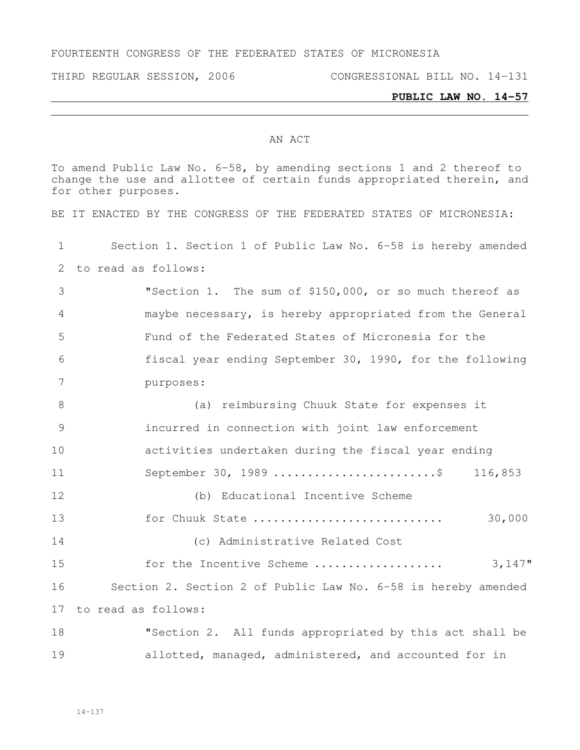FOURTEENTH CONGRESS OF THE FEDERATED STATES OF MICRONESIA

THIRD REGULAR SESSION, 2006 CONGRESSIONAL BILL NO. 14-131

**PUBLIC LAW NO. 14-57**

AN ACT

To amend Public Law No. 6-58, by amending sections 1 and 2 thereof to change the use and allottee of certain funds appropriated therein, and for other purposes.

BE IT ENACTED BY THE CONGRESS OF THE FEDERATED STATES OF MICRONESIA:

Section 1. Section 1 of Public Law No. 6-58 is hereby amended to read as follows:

"Section 1. The sum of $150,000, or so much thereof as maybe necessary, is hereby appropriated from the General Fund of the Federated States of Micronesia for the fiscal year ending September 30, 1990, for the following purposes:

(a) reimbursing Chuuk State for expenses it incurred in connection with joint law enforcement activities undertaken during the fiscal year ending September 30, 1989 ........................$ 116,853

(b) Educational Incentive Scheme for Chuuk State ........................... 30,000

(c) Administrative Related Cost for the Incentive Scheme .................. 3,147"

Section 2. Section 2 of Public Law No. 6-58 is hereby amended to read as follows:

"Section 2. All funds appropriated by this act shall be allotted, managed, administered, and accounted for in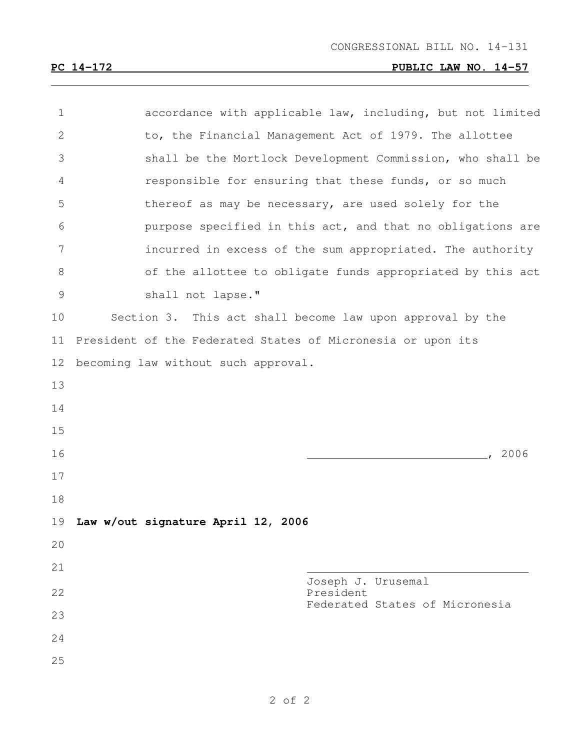CONGRESSIONAL BILL NO. 14-131

**PC 14-172** **PUBLIC LAW NO. 14-57**

accordance with applicable law, including, but not limited to, the Financial Management Act of 1979. The allottee shall be the Mortlock Development Commission, who shall be responsible for ensuring that these funds, or so much thereof as may be necessary, are used solely for the purpose specified in this act, and that no obligations are incurred in excess of the sum appropriated. The authority of the allottee to obligate funds appropriated by this act shall not lapse."

Section 3. This act shall become law upon approval by the President of the Federated States of Micronesia or upon its becoming law without such approval.

\_\_\_\_\_\_\_\_\_\_\_\_\_\_\_\_\_\_\_\_\_\_\_\_\_\_\_, 2006

**Law w/out signature April 12, 2006**

\_\_\_\_\_\_\_\_\_\_\_\_\_\_\_\_\_\_\_\_\_\_\_\_\_\_\_\_\_\_\_\_\_\_\_

Joseph J. Urusemal
President
Federated States of Micronesia